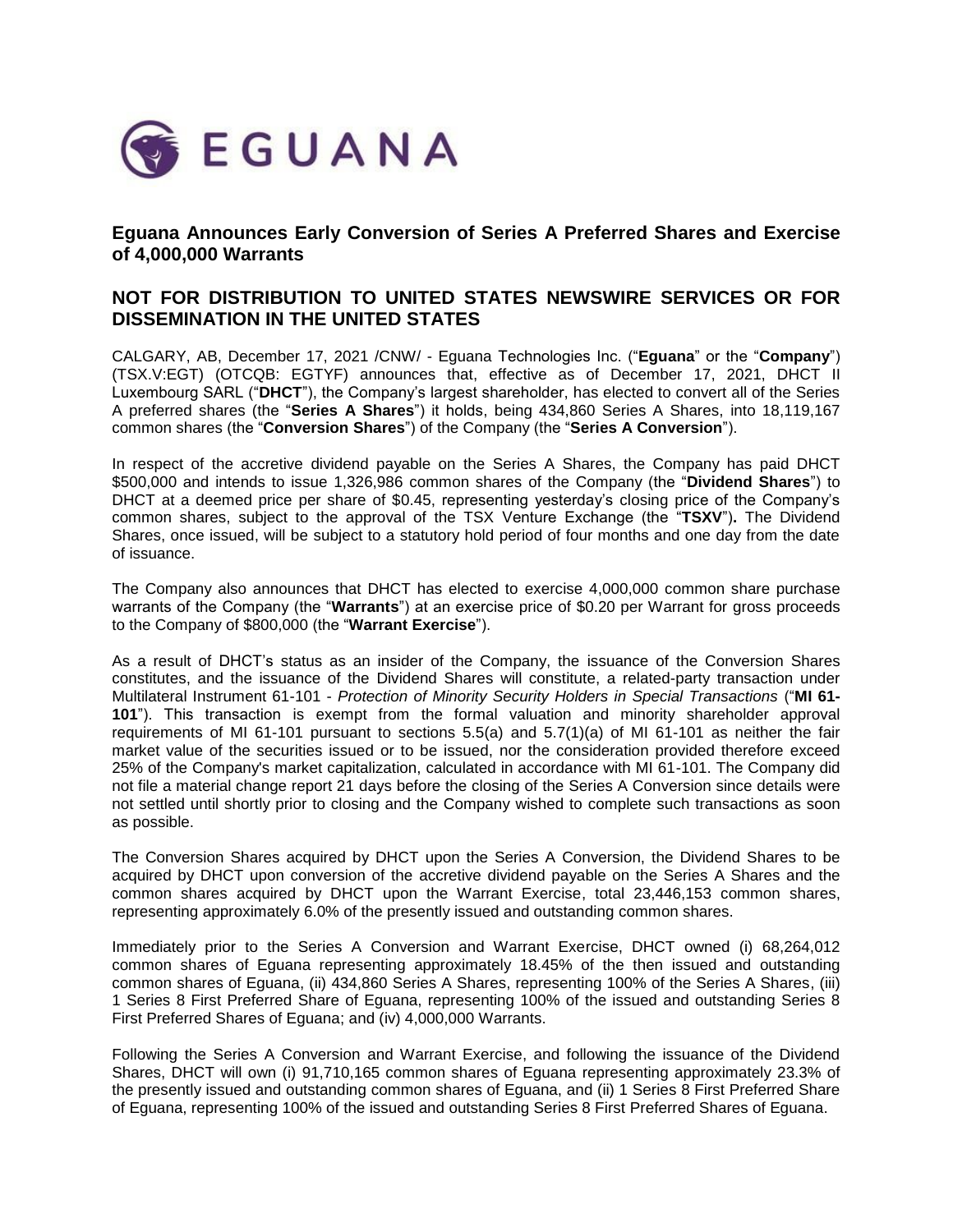# Eguana Announces Early Conversion of Series A Preferred Shares and Exercise of 4,000,000 Warrants

## NOT FOR DISTRIBUTION TO UNITED STATES NEWSWIRE SERVICES OR FOR DISSEMINATION IN THE UNITED STATES

CALGARY, AB, December 17, 2021 /CNW/ - Eguana Technologies Inc. ("**Eguana**" or the "**Company**") (TSX.V:EGT) (OTCQB: EGTYF) announces that, effective as of December 17, 2021, DHCT II Luxembourg SARL ("**DHCT**"), the Company's largest shareholder, has elected to convert all of the Series A preferred shares (the "**Series A Shares**") it holds, being 434,860 Series A Shares, into 18,119,167 common shares (the "**Conversion Shares**") of the Company (the "**Series A Conversion**").

In respect of the accretive dividend payable on the Series A Shares, the Company has paid DHCT $500,000 and intends to issue 1,326,986 common shares of the Company (the "**Dividend Shares**") to DHCT at a deemed price per share of $0.45, representing yesterday's closing price of the Company's common shares, subject to the approval of the TSX Venture Exchange (the "**TSXV**")**.** The Dividend Shares, once issued, will be subject to a statutory hold period of four months and one day from the date of issuance.

The Company also announces that DHCT has elected to exercise 4,000,000 common share purchase warrants of the Company (the "**Warrants**") at an exercise price of $0.20 per Warrant for gross proceeds to the Company of $800,000 (the "**Warrant Exercise**").

As a result of DHCT's status as an insider of the Company, the issuance of the Conversion Shares constitutes, and the issuance of the Dividend Shares will constitute, a related-party transaction under Multilateral Instrument 61-101 - *Protection of Minority Security Holders in Special Transactions* ("**MI 61-101**"). This transaction is exempt from the formal valuation and minority shareholder approval requirements of MI 61-101 pursuant to sections 5.5(a) and 5.7(1)(a) of MI 61-101 as neither the fair market value of the securities issued or to be issued, nor the consideration provided therefore exceed 25% of the Company's market capitalization, calculated in accordance with MI 61-101. The Company did not file a material change report 21 days before the closing of the Series A Conversion since details were not settled until shortly prior to closing and the Company wished to complete such transactions as soon as possible.

The Conversion Shares acquired by DHCT upon the Series A Conversion, the Dividend Shares to be acquired by DHCT upon conversion of the accretive dividend payable on the Series A Shares and the common shares acquired by DHCT upon the Warrant Exercise, total 23,446,153 common shares, representing approximately 6.0% of the presently issued and outstanding common shares.

Immediately prior to the Series A Conversion and Warrant Exercise, DHCT owned (i) 68,264,012 common shares of Eguana representing approximately 18.45% of the then issued and outstanding common shares of Eguana, (ii) 434,860 Series A Shares, representing 100% of the Series A Shares, (iii) 1 Series 8 First Preferred Share of Eguana, representing 100% of the issued and outstanding Series 8 First Preferred Shares of Eguana; and (iv) 4,000,000 Warrants.

Following the Series A Conversion and Warrant Exercise, and following the issuance of the Dividend Shares, DHCT will own (i) 91,710,165 common shares of Eguana representing approximately 23.3% of the presently issued and outstanding common shares of Eguana, and (ii) 1 Series 8 First Preferred Share of Eguana, representing 100% of the issued and outstanding Series 8 First Preferred Shares of Eguana.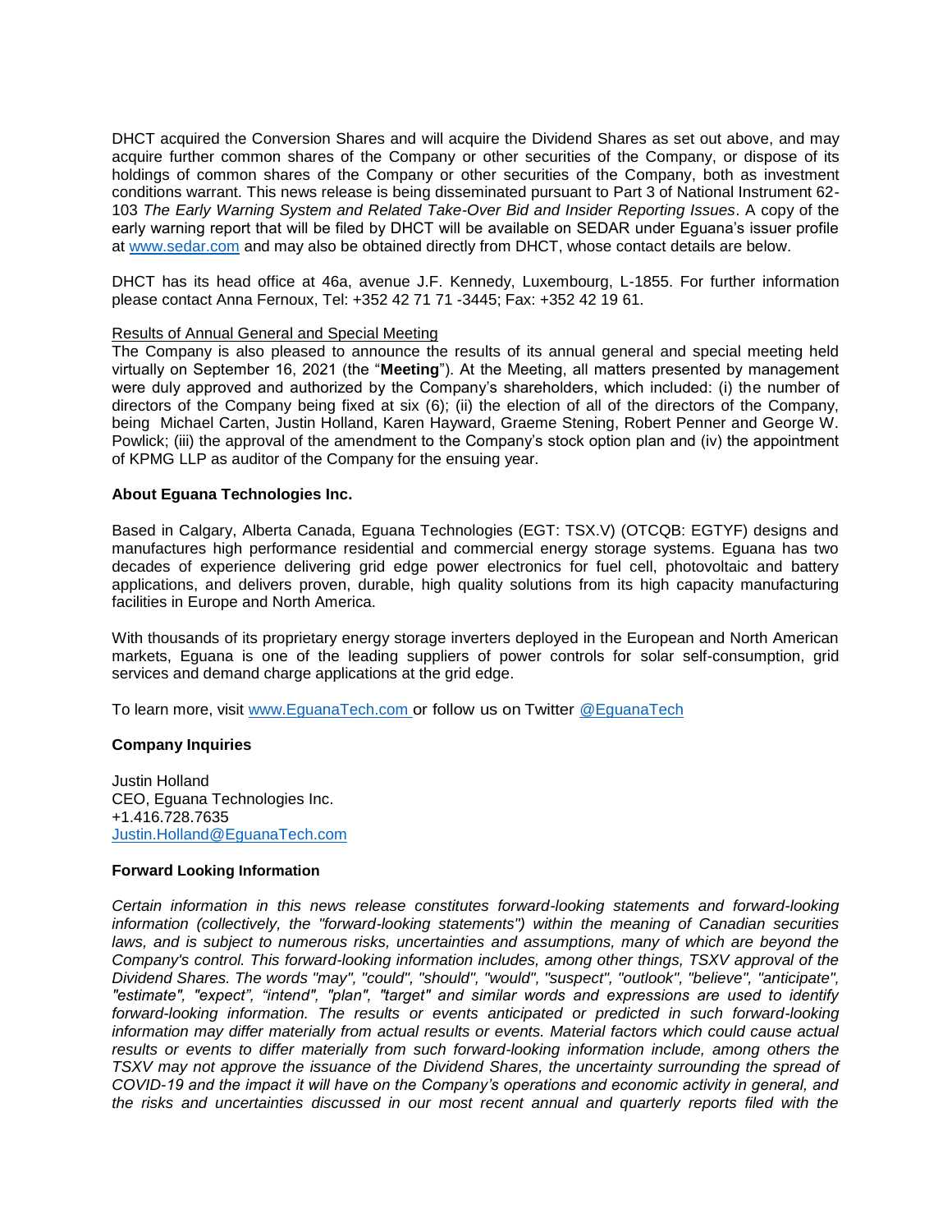DHCT acquired the Conversion Shares and will acquire the Dividend Shares as set out above, and may acquire further common shares of the Company or other securities of the Company, or dispose of its holdings of common shares of the Company or other securities of the Company, both as investment conditions warrant. This news release is being disseminated pursuant to Part 3 of National Instrument 62-103 *The Early Warning System and Related Take-Over Bid and Insider Reporting Issues*. A copy of the early warning report that will be filed by DHCT will be available on SEDAR under Eguana's issuer profile at [www.sedar.com](www.sedar.com) and may also be obtained directly from DHCT, whose contact details are below.

DHCT has its head office at 46a, avenue J.F. Kennedy, Luxembourg, L-1855. For further information please contact Anna Fernoux, Tel: +352 42 71 71 -3445; Fax: +352 42 19 61.

<u>Results of Annual General and Special Meeting</u>
The Company is also pleased to announce the results of its annual general and special meeting held virtually on September 16, 2021 (the "**Meeting**"). At the Meeting, all matters presented by management were duly approved and authorized by the Company's shareholders, which included: (i) the number of directors of the Company being fixed at six (6); (ii) the election of all of the directors of the Company, being Michael Carten, Justin Holland, Karen Hayward, Graeme Stening, Robert Penner and George W. Powlick; (iii) the approval of the amendment to the Company's stock option plan and (iv) the appointment of KPMG LLP as auditor of the Company for the ensuing year.

**About Eguana Technologies Inc.**

Based in Calgary, Alberta Canada, Eguana Technologies (EGT: TSX.V) (OTCQB: EGTYF) designs and manufactures high performance residential and commercial energy storage systems. Eguana has two decades of experience delivering grid edge power electronics for fuel cell, photovoltaic and battery applications, and delivers proven, durable, high quality solutions from its high capacity manufacturing facilities in Europe and North America.

With thousands of its proprietary energy storage inverters deployed in the European and North American markets, Eguana is one of the leading suppliers of power controls for solar self-consumption, grid services and demand charge applications at the grid edge.

To learn more, visit [www.EguanaTech.com](www.EguanaTech.com) or follow us on Twitter [@EguanaTech](@EguanaTech)

**Company Inquiries**

Justin Holland
CEO, Eguana Technologies Inc.
+1.416.728.7635
[Justin.Holland@EguanaTech.com](mailto:Justin.Holland@EguanaTech.com)

**Forward Looking Information**

*Certain information in this news release constitutes forward-looking statements and forward-looking information (collectively, the "forward-looking statements") within the meaning of Canadian securities laws, and is subject to numerous risks, uncertainties and assumptions, many of which are beyond the Company's control. This forward-looking information includes, among other things, TSXV approval of the Dividend Shares. The words "may", "could", "should", "would", "suspect", "outlook", "believe", "anticipate", "estimate", "expect", "intend", "plan", "target" and similar words and expressions are used to identify forward-looking information. The results or events anticipated or predicted in such forward-looking information may differ materially from actual results or events. Material factors which could cause actual results or events to differ materially from such forward-looking information include, among others the TSXV may not approve the issuance of the Dividend Shares, the uncertainty surrounding the spread of COVID-19 and the impact it will have on the Company's operations and economic activity in general, and the risks and uncertainties discussed in our most recent annual and quarterly reports filed with the*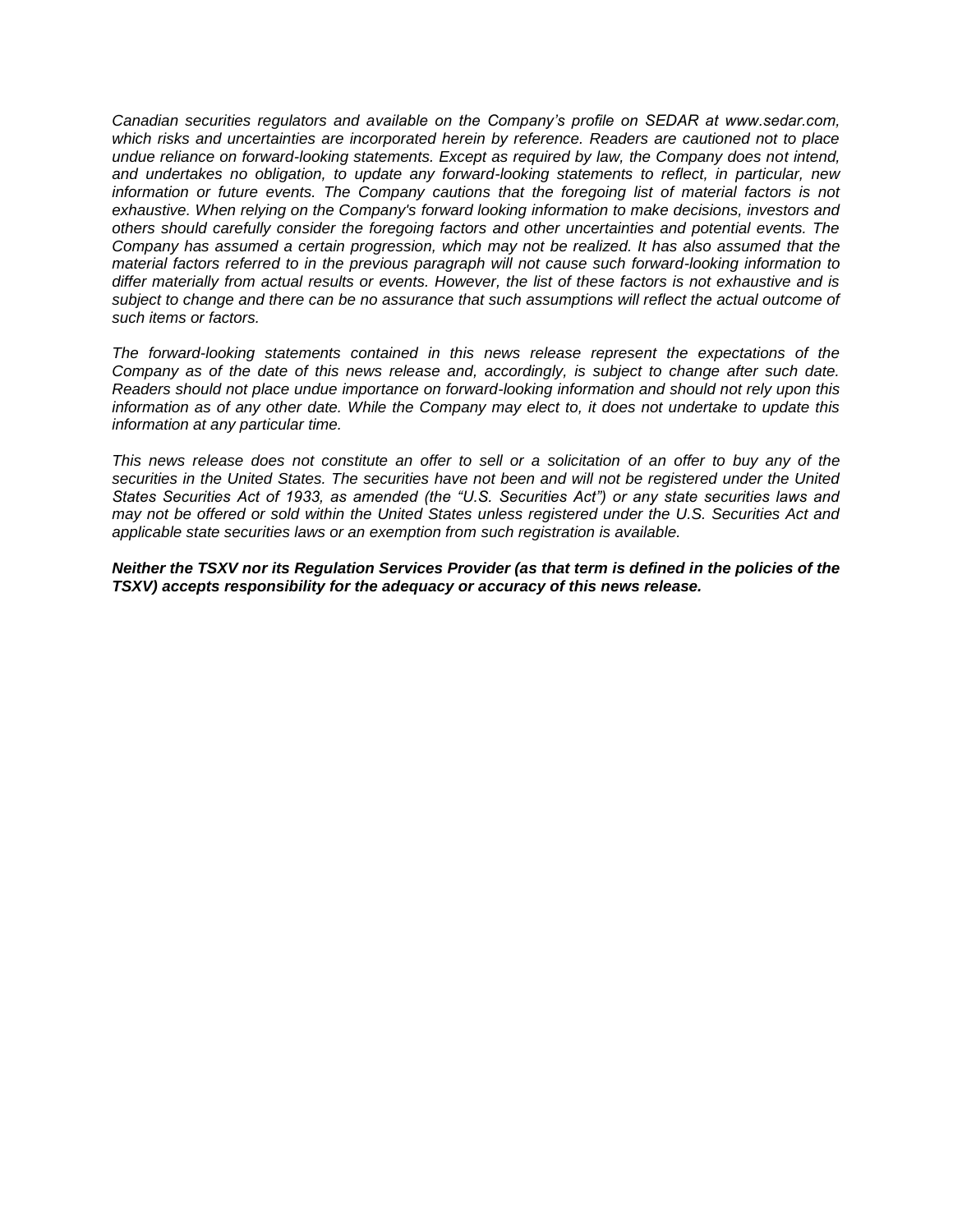*Canadian securities regulators and available on the Company's profile on SEDAR at www.sedar.com, which risks and uncertainties are incorporated herein by reference. Readers are cautioned not to place undue reliance on forward-looking statements. Except as required by law, the Company does not intend, and undertakes no obligation, to update any forward-looking statements to reflect, in particular, new information or future events. The Company cautions that the foregoing list of material factors is not exhaustive. When relying on the Company's forward looking information to make decisions, investors and others should carefully consider the foregoing factors and other uncertainties and potential events. The Company has assumed a certain progression, which may not be realized. It has also assumed that the material factors referred to in the previous paragraph will not cause such forward-looking information to differ materially from actual results or events. However, the list of these factors is not exhaustive and is subject to change and there can be no assurance that such assumptions will reflect the actual outcome of such items or factors.*

*The forward-looking statements contained in this news release represent the expectations of the Company as of the date of this news release and, accordingly, is subject to change after such date. Readers should not place undue importance on forward-looking information and should not rely upon this information as of any other date. While the Company may elect to, it does not undertake to update this information at any particular time.*

*This news release does not constitute an offer to sell or a solicitation of an offer to buy any of the securities in the United States. The securities have not been and will not be registered under the United States Securities Act of 1933, as amended (the "U.S. Securities Act") or any state securities laws and may not be offered or sold within the United States unless registered under the U.S. Securities Act and applicable state securities laws or an exemption from such registration is available.*

***Neither the TSXV nor its Regulation Services Provider (as that term is defined in the policies of the TSXV) accepts responsibility for the adequacy or accuracy of this news release.***